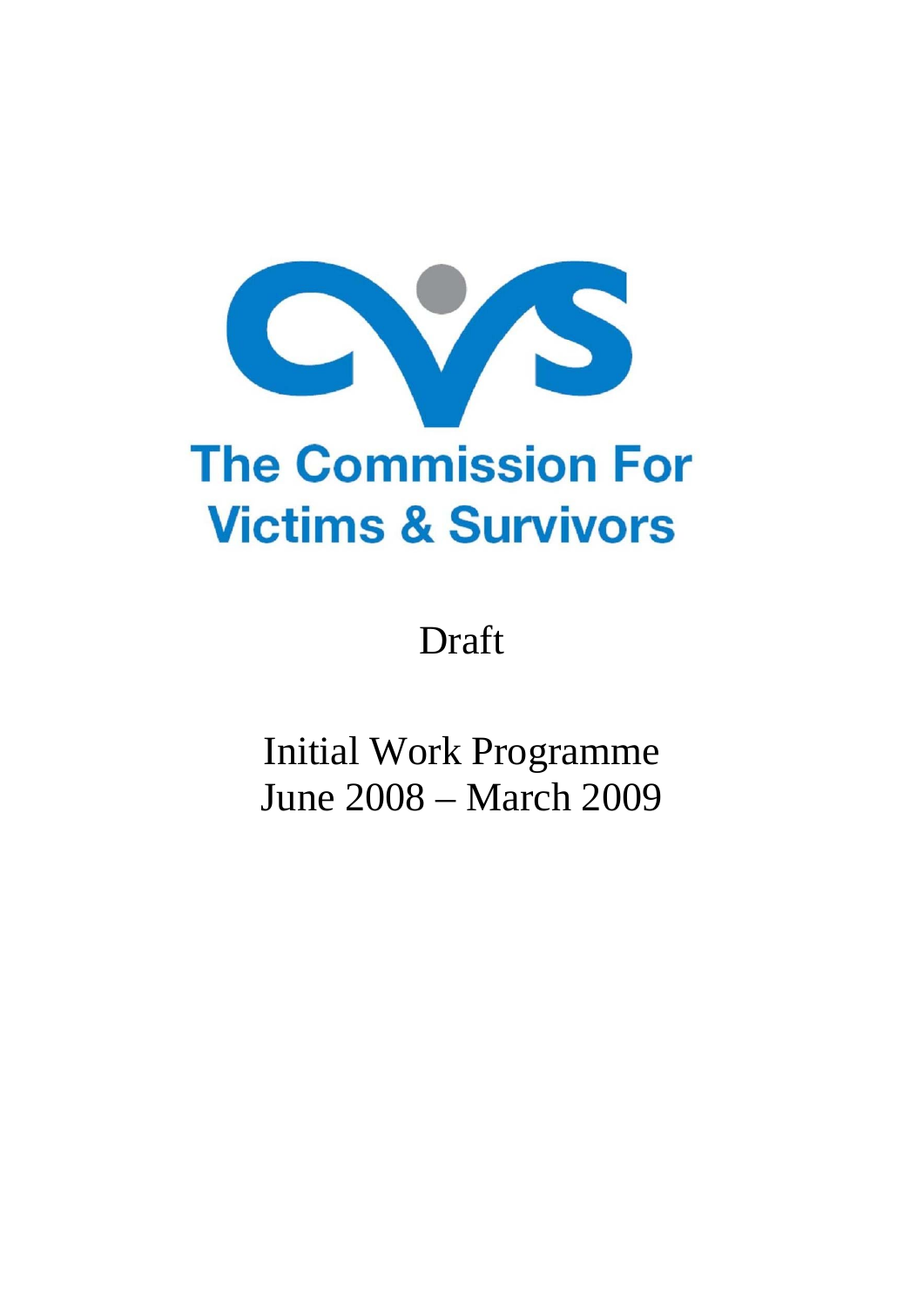# The Commission For Victims & Survivors

Draft

## Initial Work Programme
## June 2008 – March 2009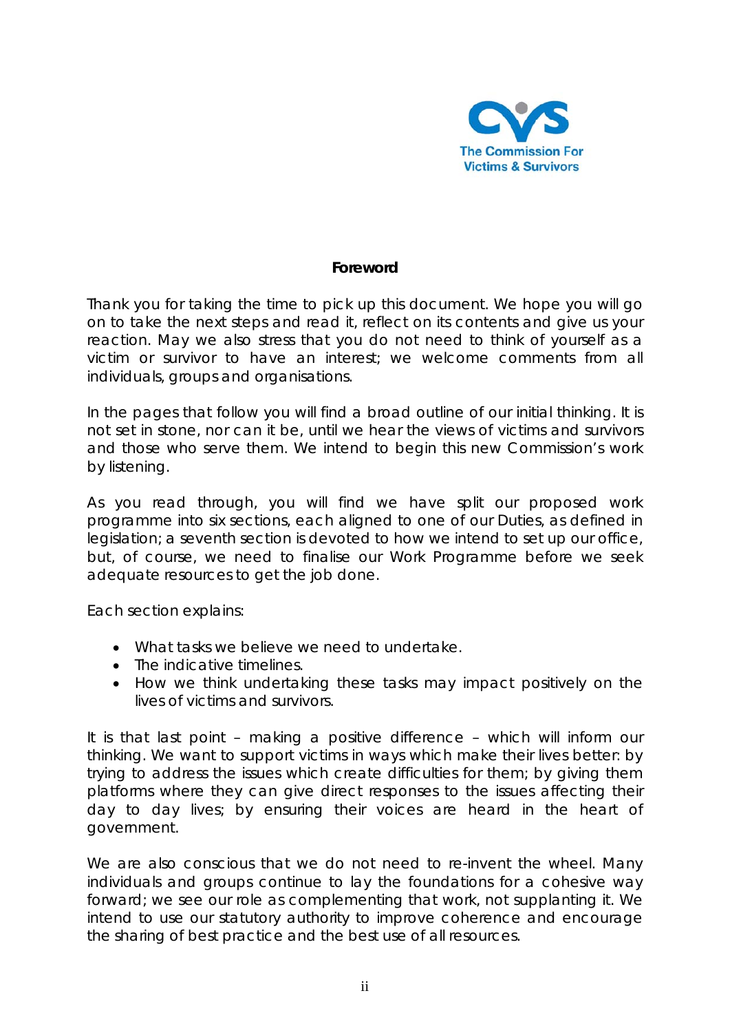The Commission For Victims & Survivors

## Foreword

Thank you for taking the time to pick up this document. We hope you will go on to take the next steps and read it, reflect on its contents and give us your reaction. May we also stress that you do not need to think of yourself as a victim or survivor to have an interest; we welcome comments from all individuals, groups and organisations.

In the pages that follow you will find a broad outline of our initial thinking. It is not set in stone, nor can it be, until we hear the views of victims and survivors and those who serve them. We intend to begin this new Commission's work by listening.

As you read through, you will find we have split our proposed work programme into six sections, each aligned to one of our Duties, as defined in legislation; a seventh section is devoted to how we intend to set up our office, but, of course, we need to finalise our Work Programme before we seek adequate resources to get the job done.

Each section explains:

- What tasks we believe we need to undertake.
- The indicative timelines.
- How we think undertaking these tasks may impact positively on the lives of victims and survivors.

It is that last point – making a positive difference – which will inform our thinking. We want to support victims in ways which make their lives better: by trying to address the issues which create difficulties for them; by giving them platforms where they can give direct responses to the issues affecting their day to day lives; by ensuring their voices are heard in the heart of government.

We are also conscious that we do not need to re-invent the wheel. Many individuals and groups continue to lay the foundations for a cohesive way forward; we see our role as complementing that work, not supplanting it. We intend to use our statutory authority to improve coherence and encourage the sharing of best practice and the best use of all resources.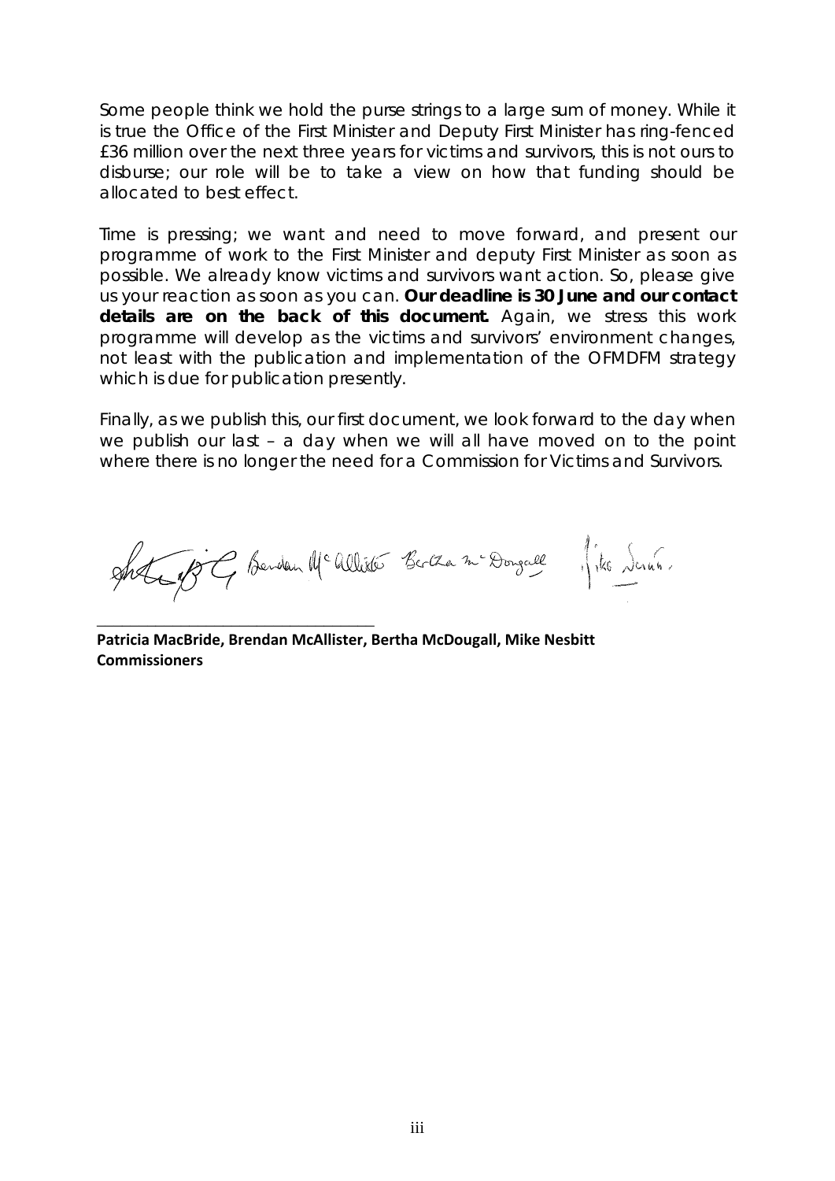Some people think we hold the purse strings to a large sum of money. While it is true the Office of the First Minister and Deputy First Minister has ring-fenced £36 million over the next three years for victims and survivors, this is not ours to disburse; our role will be to take a view on how that funding should be allocated to best effect.

Time is pressing; we want and need to move forward, and present our programme of work to the First Minister and deputy First Minister as soon as possible. We already know victims and survivors want action. So, please give us your reaction as soon as you can. **Our deadline is 30 June and our contact details are on the back of this document.** Again, we stress this work programme will develop as the victims and survivors' environment changes, not least with the publication and implementation of the OFMDFM strategy which is due for publication presently.

Finally, as we publish this, our first document, we look forward to the day when we publish our last – a day when we will all have moved on to the point where there is no longer the need for a Commission for Victims and Survivors.

**Patricia MacBride, Brendan McAllister, Bertha McDougall, Mike Nesbitt**
**Commissioners**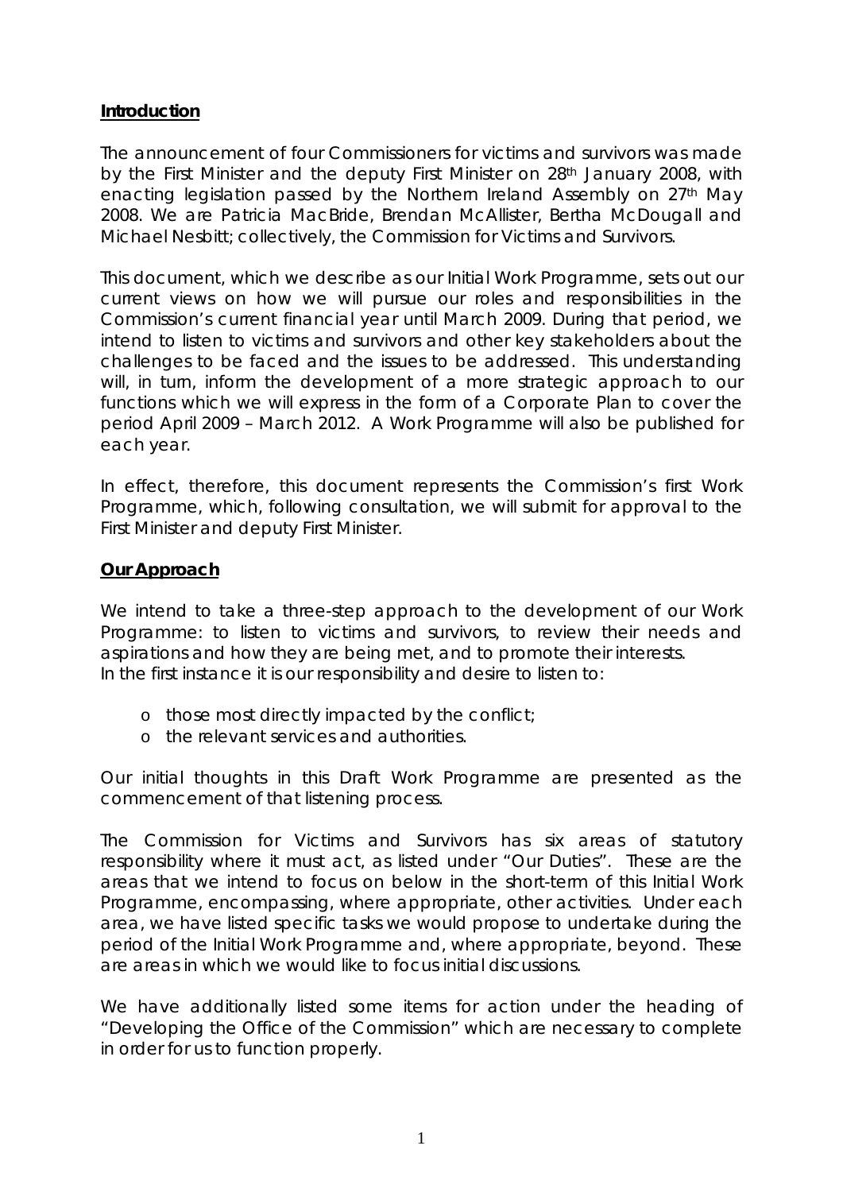## **Introduction**

The announcement of four Commissioners for victims and survivors was made by the First Minister and the deputy First Minister on 28th January 2008, with enacting legislation passed by the Northern Ireland Assembly on 27th May 2008. We are Patricia MacBride, Brendan McAllister, Bertha McDougall and Michael Nesbitt; collectively, the Commission for Victims and Survivors.

This document, which we describe as our Initial Work Programme, sets out our current views on how we will pursue our roles and responsibilities in the Commission's current financial year until March 2009. During that period, we intend to listen to victims and survivors and other key stakeholders about the challenges to be faced and the issues to be addressed. This understanding will, in turn, inform the development of a more strategic approach to our functions which we will express in the form of a Corporate Plan to cover the period April 2009 – March 2012. A Work Programme will also be published for each year.

In effect, therefore, this document represents the Commission's first Work Programme, which, following consultation, we will submit for approval to the First Minister and deputy First Minister.

## **Our Approach**

We intend to take a three-step approach to the development of our Work Programme: to listen to victims and survivors, to review their needs and aspirations and how they are being met, and to promote their interests. In the first instance it is our responsibility and desire to listen to:

- those most directly impacted by the conflict;
- the relevant services and authorities.

Our initial thoughts in this Draft Work Programme are presented as the commencement of that listening process.

The Commission for Victims and Survivors has six areas of statutory responsibility where it must act, as listed under "Our Duties". These are the areas that we intend to focus on below in the short-term of this Initial Work Programme, encompassing, where appropriate, other activities. Under each area, we have listed specific tasks we would propose to undertake during the period of the Initial Work Programme and, where appropriate, beyond. These are areas in which we would like to focus initial discussions.

We have additionally listed some items for action under the heading of "Developing the Office of the Commission" which are necessary to complete in order for us to function properly.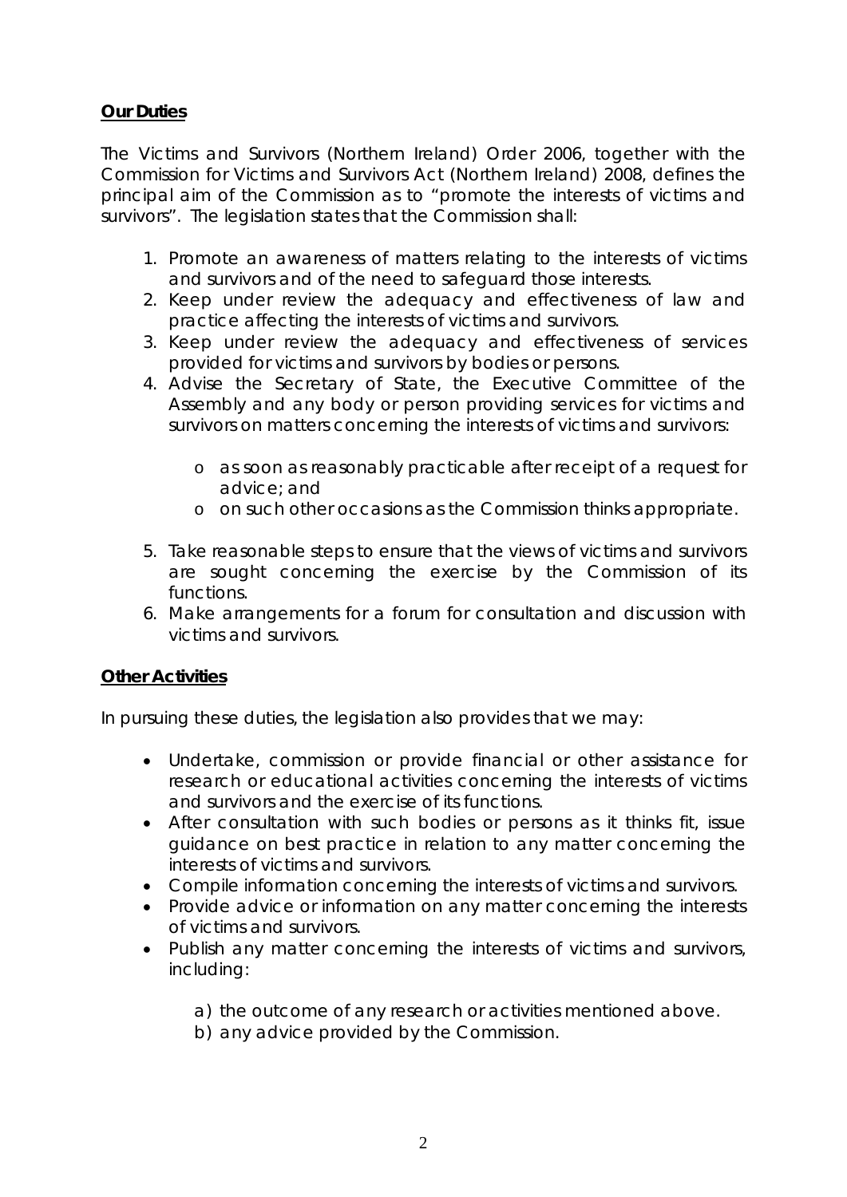**Our Duties**

The Victims and Survivors (Northern Ireland) Order 2006, together with the Commission for Victims and Survivors Act (Northern Ireland) 2008, defines the principal aim of the Commission as to "promote the interests of victims and survivors". The legislation states that the Commission shall:

1. Promote an awareness of matters relating to the interests of victims and survivors and of the need to safeguard those interests.
2. Keep under review the adequacy and effectiveness of law and practice affecting the interests of victims and survivors.
3. Keep under review the adequacy and effectiveness of services provided for victims and survivors by bodies or persons.
4. Advise the Secretary of State, the Executive Committee of the Assembly and any body or person providing services for victims and survivors on matters concerning the interests of victims and survivors:
   - as soon as reasonably practicable after receipt of a request for advice; and
   - on such other occasions as the Commission thinks appropriate.
5. Take reasonable steps to ensure that the views of victims and survivors are sought concerning the exercise by the Commission of its functions.
6. Make arrangements for a forum for consultation and discussion with victims and survivors.

**Other Activities**

In pursuing these duties, the legislation also provides that we may:

- Undertake, commission or provide financial or other assistance for research or educational activities concerning the interests of victims and survivors and the exercise of its functions.
- After consultation with such bodies or persons as it thinks fit, issue guidance on best practice in relation to any matter concerning the interests of victims and survivors.
- Compile information concerning the interests of victims and survivors.
- Provide advice or information on any matter concerning the interests of victims and survivors.
- Publish any matter concerning the interests of victims and survivors, including:

  a) the outcome of any research or activities mentioned above.
  b) any advice provided by the Commission.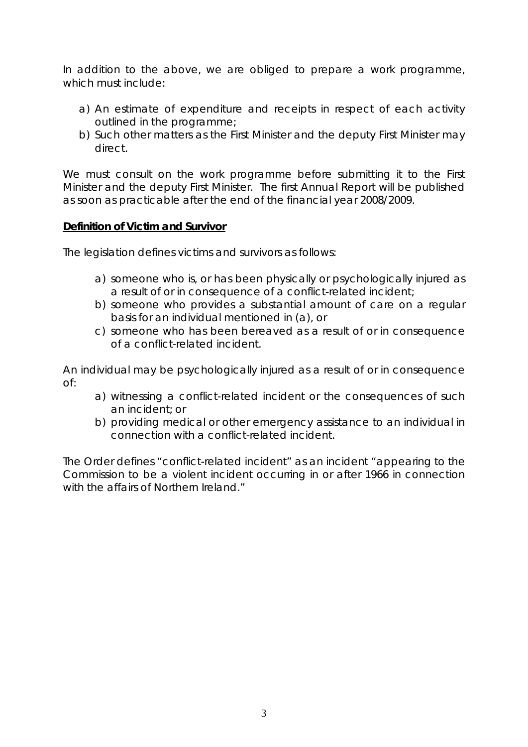In addition to the above, we are obliged to prepare a work programme, which must include:

a) An estimate of expenditure and receipts in respect of each activity outlined in the programme;
b) Such other matters as the First Minister and the deputy First Minister may direct.

We must consult on the work programme before submitting it to the First Minister and the deputy First Minister. The first Annual Report will be published as soon as practicable after the end of the financial year 2008/2009.

**Definition of Victim and Survivor**

The legislation defines victims and survivors as follows:

a) someone who is, or has been physically or psychologically injured as a result of or in consequence of a conflict-related incident;
b) someone who provides a substantial amount of care on a regular basis for an individual mentioned in (a), or
c) someone who has been bereaved as a result of or in consequence of a conflict-related incident.

An individual may be psychologically injured as a result of or in consequence of:

a) witnessing a conflict-related incident or the consequences of such an incident; or
b) providing medical or other emergency assistance to an individual in connection with a conflict-related incident.

The Order defines "conflict-related incident" as an incident "appearing to the Commission to be a violent incident occurring in or after 1966 in connection with the affairs of Northern Ireland."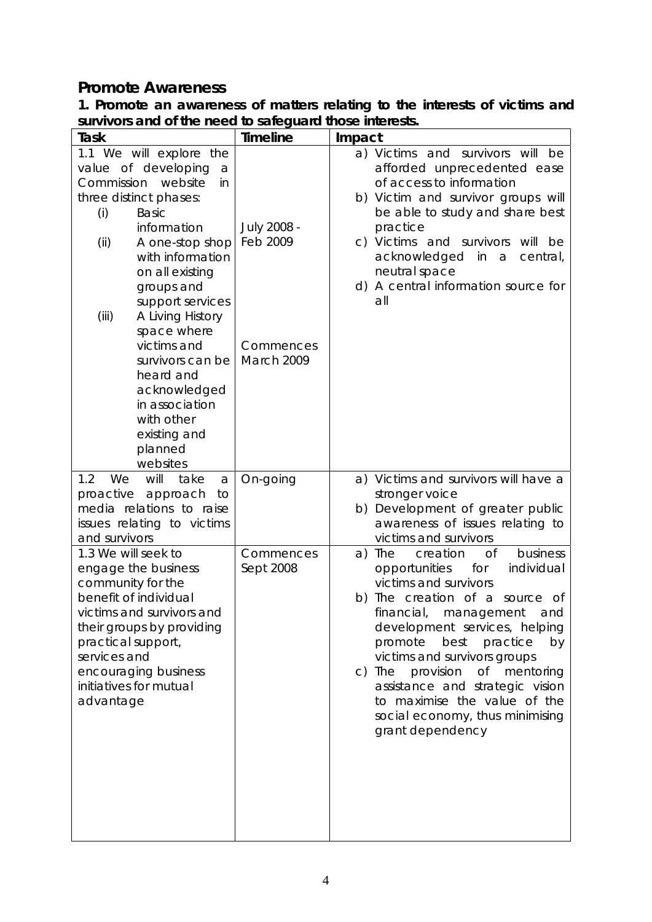## Promote Awareness

**1. Promote an awareness of matters relating to the interests of victims and survivors and of the need to safeguard those interests.**

| Task | Timeline | Impact |
|---|---|---|
| 1.1 We will explore the value of developing a Commission website in three distinct phases:<br>(i) Basic information<br>(ii) A one-stop shop with information on all existing groups and support services<br>(iii) A Living History space where victims and survivors can be heard and acknowledged in association with other existing and planned websites | July 2008 - Feb 2009<br><br>Commences March 2009 | a) Victims and survivors will be afforded unprecedented ease of access to information<br>b) Victim and survivor groups will be able to study and share best practice<br>c) Victims and survivors will be acknowledged in a central, neutral space<br>d) A central information source for all |
| 1.2 We will take a proactive approach to media relations to raise issues relating to victims and survivors | On-going | a) Victims and survivors will have a stronger voice<br>b) Development of greater public awareness of issues relating to victims and survivors |
| 1.3 We will seek to engage the business community for the benefit of individual victims and survivors and their groups by providing practical support, services and encouraging business initiatives for mutual advantage | Commences Sept 2008 | a) The creation of business opportunities for individual victims and survivors<br>b) The creation of a source of financial, management and development services, helping promote best practice by victims and survivors groups<br>c) The provision of mentoring assistance and strategic vision to maximise the value of the social economy, thus minimising grant dependency |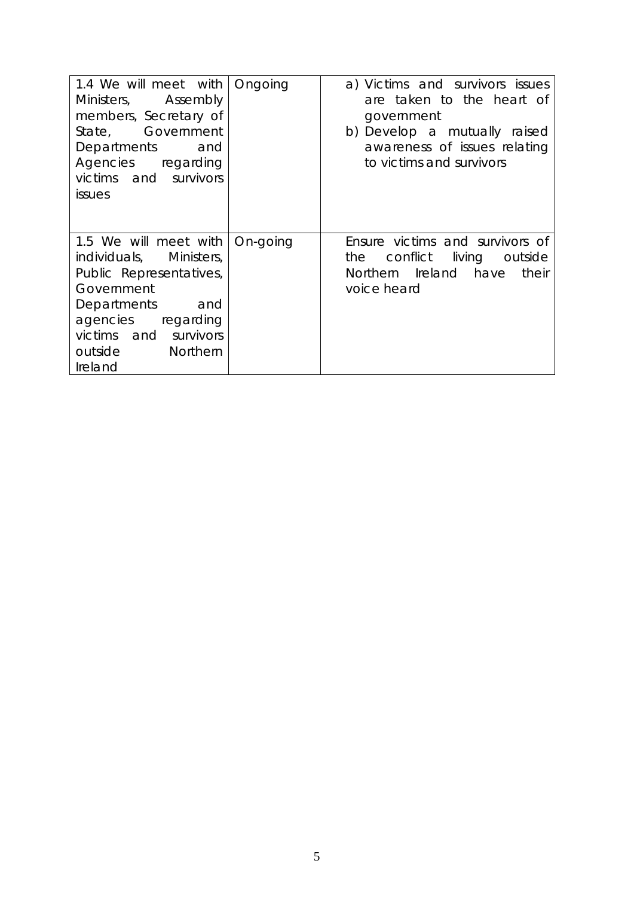| | | |
|---|---|---|
| 1.4 We will meet with Ministers, Assembly members, Secretary of State, Government Departments and Agencies regarding victims and survivors issues | Ongoing | a) Victims and survivors issues are taken to the heart of government<br>b) Develop a mutually raised awareness of issues relating to victims and survivors |
| 1.5 We will meet with individuals, Ministers, Public Representatives, Government Departments and agencies regarding victims and survivors outside Northern Ireland | On-going | Ensure victims and survivors of the conflict living outside Northern Ireland have their voice heard |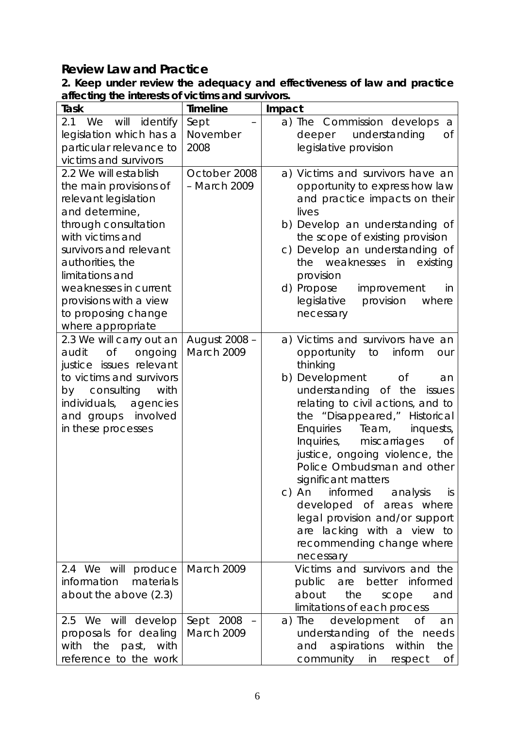## Review Law and Practice

**2. Keep under review the adequacy and effectiveness of law and practice affecting the interests of victims and survivors.**

| Task | Timeline | Impact |
|---|---|---|
| 2.1 We will identify legislation which has a particular relevance to victims and survivors | Sept – November 2008 | a) The Commission develops a deeper understanding of legislative provision |
| 2.2 We will establish the main provisions of relevant legislation and determine, through consultation with victims and survivors and relevant authorities, the limitations and weaknesses in current provisions with a view to proposing change where appropriate | October 2008 – March 2009 | a) Victims and survivors have an opportunity to express how law and practice impacts on their lives<br>b) Develop an understanding of the scope of existing provision<br>c) Develop an understanding of the weaknesses in existing provision<br>d) Propose improvement in legislative provision where necessary |
| 2.3 We will carry out an audit of ongoing justice issues relevant to victims and survivors by consulting with individuals, agencies and groups involved in these processes | August 2008 – March 2009 | a) Victims and survivors have an opportunity to inform our thinking<br>b) Development of an understanding of the issues relating to civil actions, and to the "Disappeared," Historical Enquiries Team, inquests, Inquiries, miscarriages of justice, ongoing violence, the Police Ombudsman and other significant matters<br>c) An informed analysis is developed of areas where legal provision and/or support are lacking with a view to recommending change where necessary |
| 2.4 We will produce information materials about the above (2.3) | March 2009 | Victims and survivors and the public are better informed about the scope and limitations of each process |
| 2.5 We will develop proposals for dealing with the past, with reference to the work | Sept 2008 – March 2009 | a) The development of an understanding of the needs and aspirations within the community in respect of |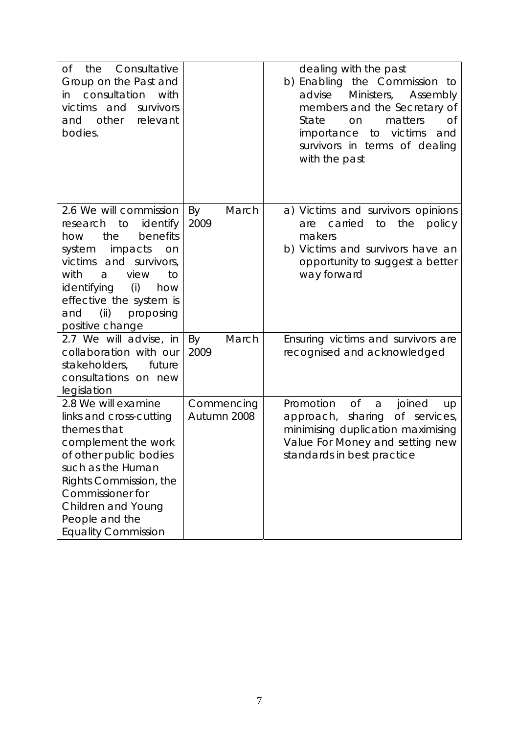| of the Consultative Group on the Past and in consultation with victims and survivors and other relevant bodies. | | dealing with the past<br>b) Enabling the Commission to advise Ministers, Assembly members and the Secretary of State on matters of importance to victims and survivors in terms of dealing with the past |
|---|---|---|
| 2.6 We will commission research to identify how the benefits system impacts on victims and survivors, with a view to identifying (i) how effective the system is and (ii) proposing positive change | By March 2009 | a) Victims and survivors opinions are carried to the policy makers<br>b) Victims and survivors have an opportunity to suggest a better way forward |
| 2.7 We will advise, in collaboration with our stakeholders, future consultations on new legislation | By March 2009 | Ensuring victims and survivors are recognised and acknowledged |
| 2.8 We will examine links and cross-cutting themes that complement the work of other public bodies such as the Human Rights Commission, the Commissioner for Children and Young People and the Equality Commission | Commencing Autumn 2008 | Promotion of a joined up approach, sharing of services, minimising duplication maximising Value For Money and setting new standards in best practice |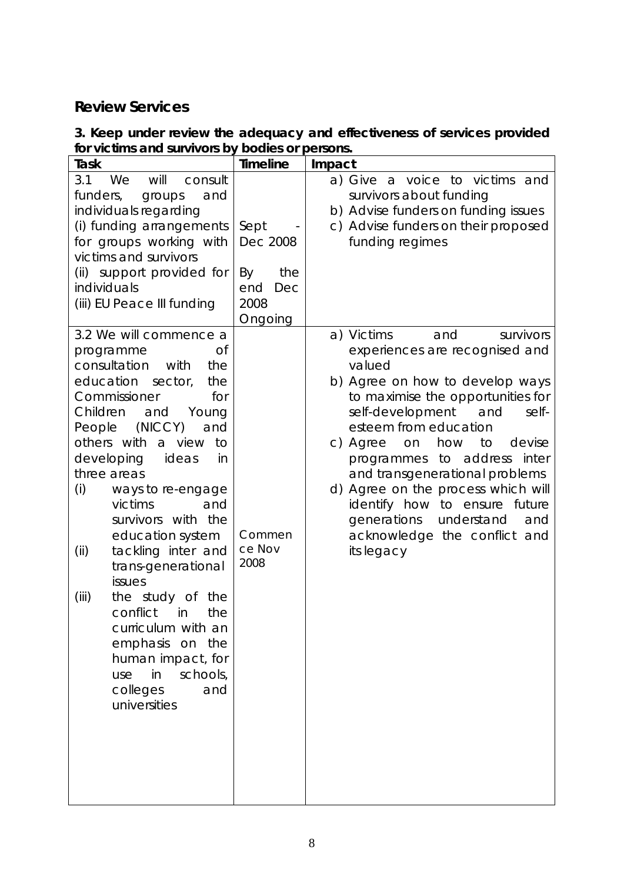## Review Services

**3. Keep under review the adequacy and effectiveness of services provided for victims and survivors by bodies or persons.**

| Task | Timeline | Impact |
|---|---|---|
| 3.1 We will consult funders, groups and individuals regarding<br>(i) funding arrangements for groups working with victims and survivors<br>(ii) support provided for individuals<br>(iii) EU Peace III funding | Sept - Dec 2008<br><br>By the end Dec 2008<br>Ongoing | a) Give a voice to victims and survivors about funding<br>b) Advise funders on funding issues<br>c) Advise funders on their proposed funding regimes |
| 3.2 We will commence a programme of consultation with the education sector, the Commissioner for Children and Young People (NICCY) and others with a view to developing ideas in three areas<br>(i) ways to re-engage victims and survivors with the education system<br>(ii) tackling inter and trans-generational issues<br>(iii) the study of the conflict in the curriculum with an emphasis on the human impact, for use in schools, colleges and universities | Commence Nov 2008 | a) Victims and survivors experiences are recognised and valued<br>b) Agree on how to develop ways to maximise the opportunities for self-development and self-esteem from education<br>c) Agree on how to devise programmes to address inter and transgenerational problems<br>d) Agree on the process which will identify how to ensure future generations understand and acknowledge the conflict and its legacy |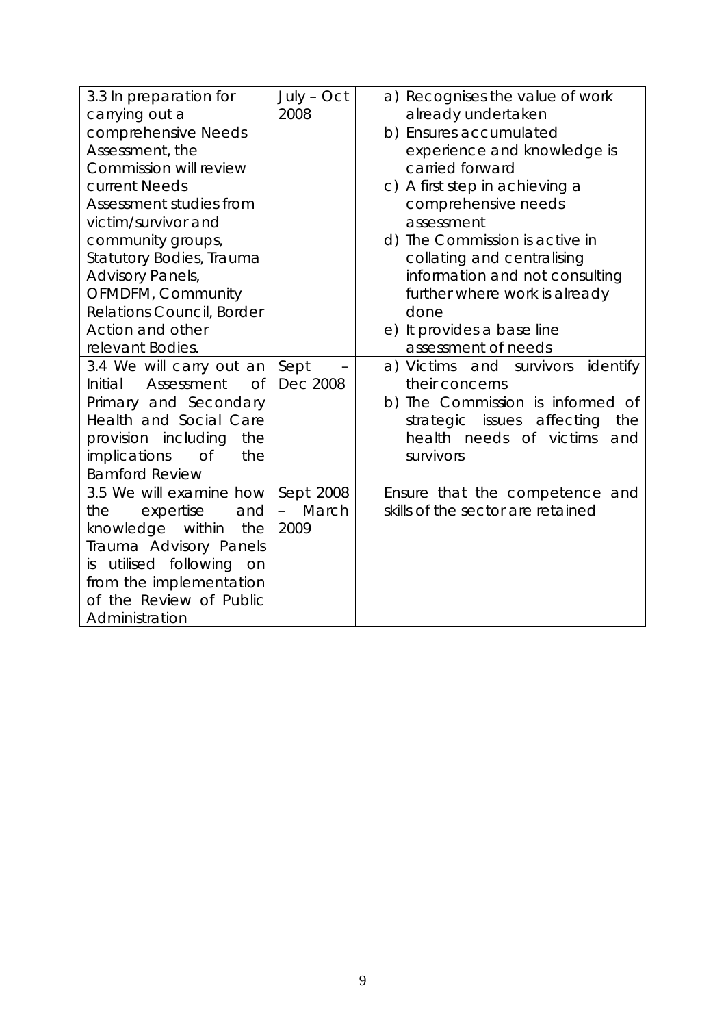| | | |
|---|---|---|
| 3.3 In preparation for carrying out a comprehensive Needs Assessment, the Commission will review current Needs Assessment studies from victim/survivor and community groups, Statutory Bodies, Trauma Advisory Panels, OFMDFM, Community Relations Council, Border Action and other relevant Bodies. | July – Oct 2008 | a) Recognises the value of work already undertaken<br>b) Ensures accumulated experience and knowledge is carried forward<br>c) A first step in achieving a comprehensive needs assessment<br>d) The Commission is active in collating and centralising information and not consulting further where work is already done<br>e) It provides a base line assessment of needs |
| 3.4 We will carry out an Initial Assessment of Primary and Secondary Health and Social Care provision including the implications of the Bamford Review | Sept – Dec 2008 | a) Victims and survivors identify their concerns<br>b) The Commission is informed of strategic issues affecting the health needs of victims and survivors |
| 3.5 We will examine how the expertise and knowledge within the Trauma Advisory Panels is utilised following on from the implementation of the Review of Public Administration | Sept 2008 – March 2009 | Ensure that the competence and skills of the sector are retained |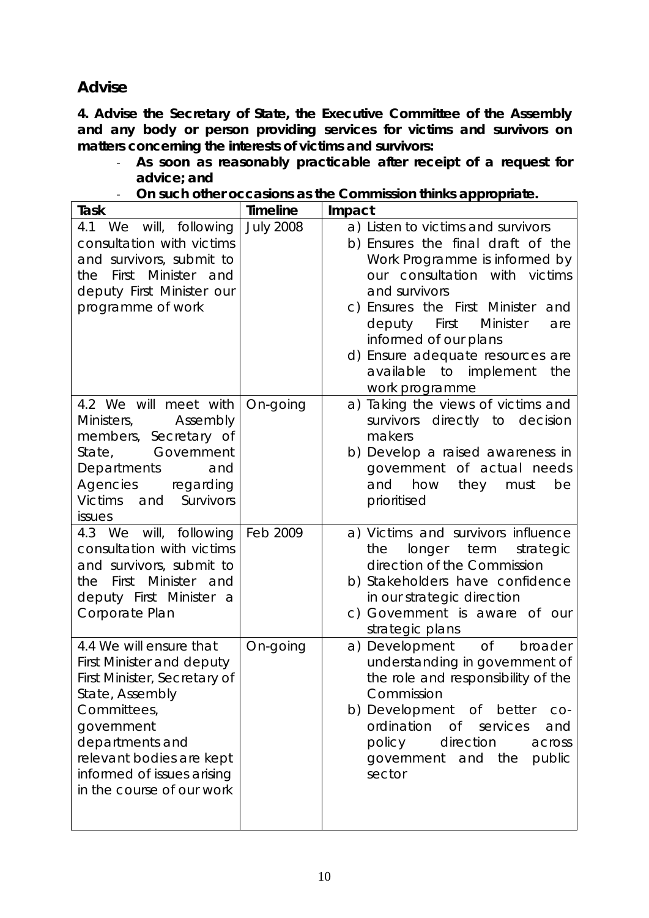## Advise

**4. Advise the Secretary of State, the Executive Committee of the Assembly and any body or person providing services for victims and survivors on matters concerning the interests of victims and survivors:**

- **As soon as reasonably practicable after receipt of a request for advice; and**
- **On such other occasions as the Commission thinks appropriate.**

| Task | Timeline | Impact |
|---|---|---|
| 4.1 We will, following consultation with victims and survivors, submit to the First Minister and deputy First Minister our programme of work | July 2008 | a) Listen to victims and survivors<br>b) Ensures the final draft of the Work Programme is informed by our consultation with victims and survivors<br>c) Ensures the First Minister and deputy First Minister are informed of our plans<br>d) Ensure adequate resources are available to implement the work programme |
| 4.2 We will meet with Ministers, Assembly members, Secretary of State, Government Departments and Agencies regarding Victims and Survivors issues | On-going | a) Taking the views of victims and survivors directly to decision makers<br>b) Develop a raised awareness in government of actual needs and how they must be prioritised |
| 4.3 We will, following consultation with victims and survivors, submit to the First Minister and deputy First Minister a Corporate Plan | Feb 2009 | a) Victims and survivors influence the longer term strategic direction of the Commission<br>b) Stakeholders have confidence in our strategic direction<br>c) Government is aware of our strategic plans |
| 4.4 We will ensure that First Minister and deputy First Minister, Secretary of State, Assembly Committees, government departments and relevant bodies are kept informed of issues arising in the course of our work | On-going | a) Development of broader understanding in government of the role and responsibility of the Commission<br>b) Development of better co-ordination of services and policy direction across government and the public sector |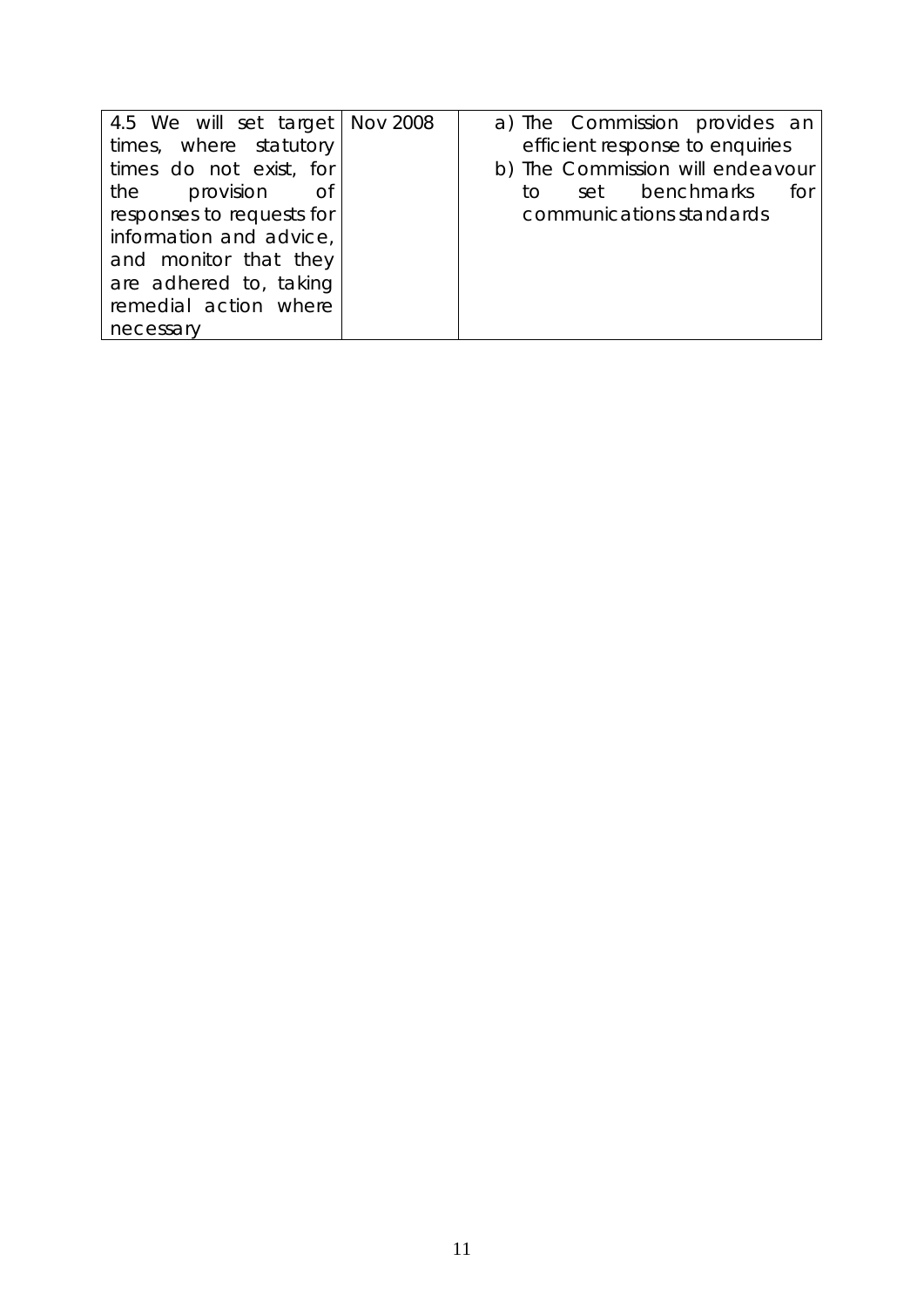| 4.5 We will set target times, where statutory times do not exist, for the provision of responses to requests for information and advice, and monitor that they are adhered to, taking remedial action where necessary | Nov 2008 | a) The Commission provides an efficient response to enquiries<br>b) The Commission will endeavour to set benchmarks for communications standards |
|---|---|---|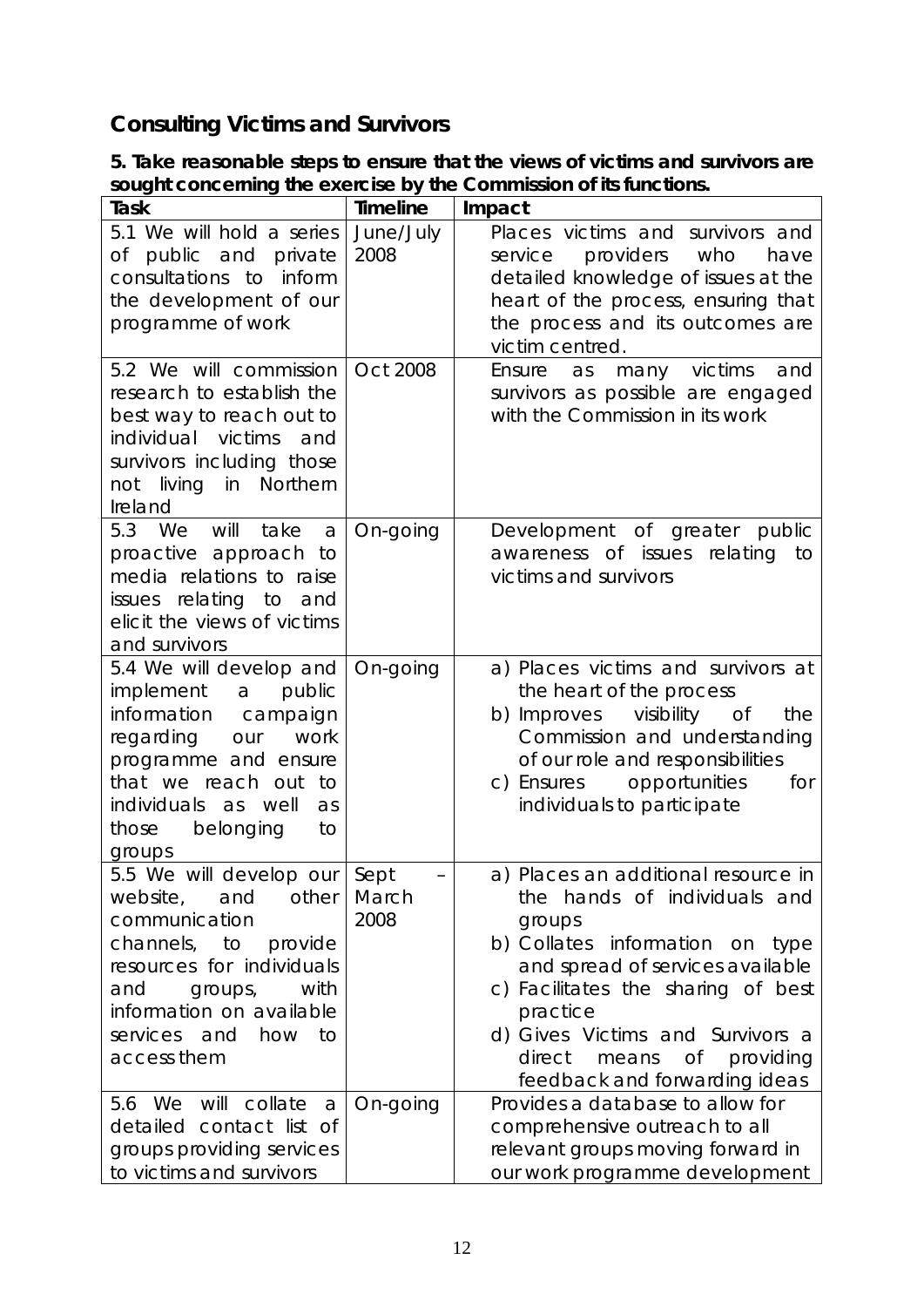## Consulting Victims and Survivors

**5. Take reasonable steps to ensure that the views of victims and survivors are sought concerning the exercise by the Commission of its functions.**

| Task | Timeline | Impact |
|---|---|---|
| 5.1 We will hold a series of public and private consultations to inform the development of our programme of work | June/July 2008 | Places victims and survivors and service providers who have detailed knowledge of issues at the heart of the process, ensuring that the process and its outcomes are victim centred. |
| 5.2 We will commission research to establish the best way to reach out to individual victims and survivors including those not living in Northern Ireland | Oct 2008 | Ensure as many victims and survivors as possible are engaged with the Commission in its work |
| 5.3 We will take a proactive approach to media relations to raise issues relating to and elicit the views of victims and survivors | On-going | Development of greater public awareness of issues relating to victims and survivors |
| 5.4 We will develop and implement a public information campaign regarding our work programme and ensure that we reach out to individuals as well as those belonging to groups | On-going | a) Places victims and survivors at the heart of the process<br>b) Improves visibility of the Commission and understanding of our role and responsibilities<br>c) Ensures opportunities for individuals to participate |
| 5.5 We will develop our website, and other communication channels, to provide resources for individuals and groups, with information on available services and how to access them | Sept – March 2008 | a) Places an additional resource in the hands of individuals and groups<br>b) Collates information on type and spread of services available<br>c) Facilitates the sharing of best practice<br>d) Gives Victims and Survivors a direct means of providing feedback and forwarding ideas |
| 5.6 We will collate a detailed contact list of groups providing services to victims and survivors | On-going | Provides a database to allow for comprehensive outreach to all relevant groups moving forward in our work programme development |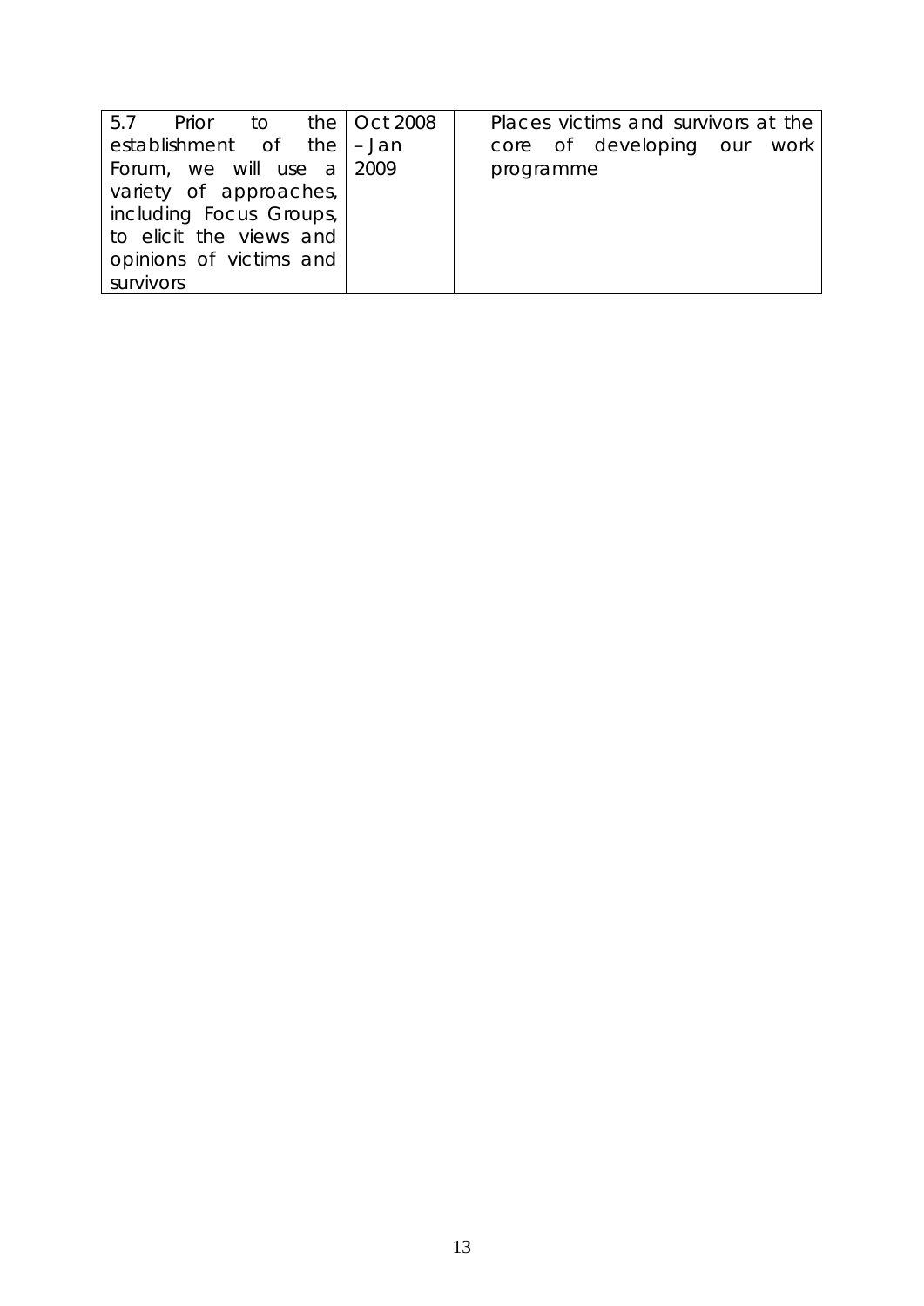| | | |
|---|---|---|
| 5.7 Prior to the establishment of the Forum, we will use a variety of approaches, including Focus Groups, to elicit the views and opinions of victims and survivors | Oct 2008 – Jan 2009 | Places victims and survivors at the core of developing our work programme |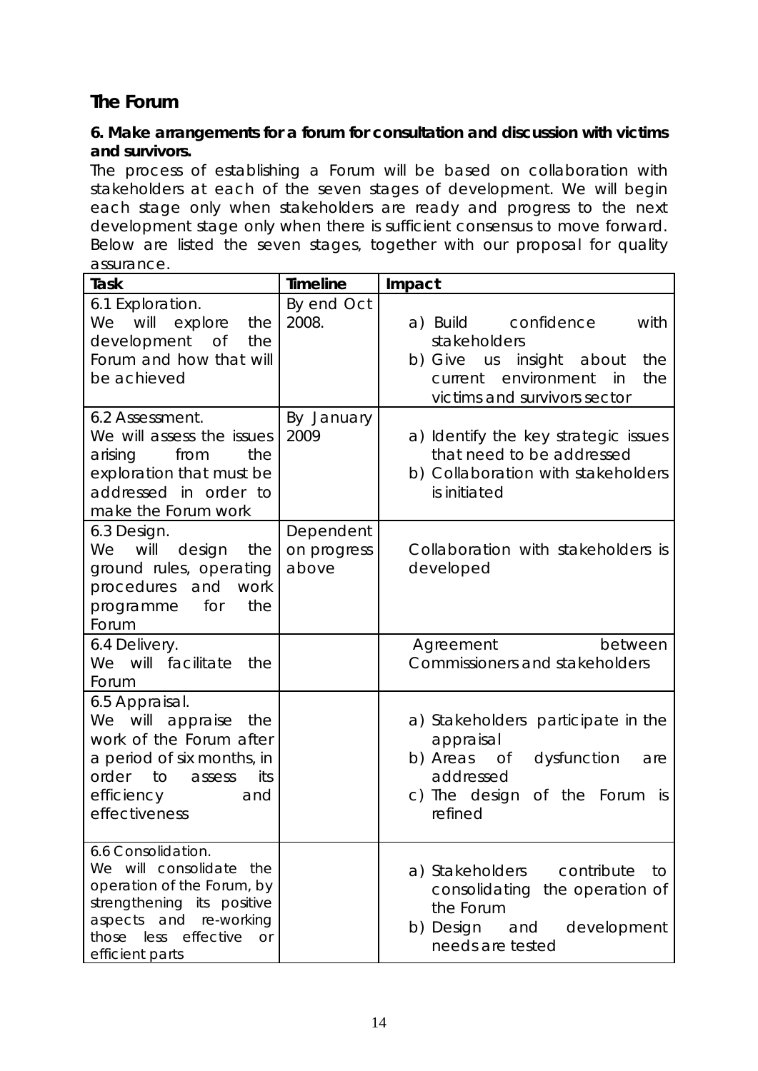## The Forum

**6. Make arrangements for a forum for consultation and discussion with victims and survivors.**

The process of establishing a Forum will be based on collaboration with stakeholders at each of the seven stages of development. We will begin each stage only when stakeholders are ready and progress to the next development stage only when there is sufficient consensus to move forward. Below are listed the seven stages, together with our proposal for quality assurance.

| Task | Timeline | Impact |
|---|---|---|
| 6.1 Exploration.<br>We will explore the development of the Forum and how that will be achieved | By end Oct 2008. | a) Build confidence with stakeholders<br>b) Give us insight about the current environment in the victims and survivors sector |
| 6.2 Assessment.<br>We will assess the issues arising from the exploration that must be addressed in order to make the Forum work | By January 2009 | a) Identify the key strategic issues that need to be addressed<br>b) Collaboration with stakeholders is initiated |
| 6.3 Design.<br>We will design the ground rules, operating procedures and work programme for the Forum | Dependent on progress above | Collaboration with stakeholders is developed |
| 6.4 Delivery.<br>We will facilitate the Forum | | Agreement between Commissioners and stakeholders |
| 6.5 Appraisal.<br>We will appraise the work of the Forum after a period of six months, in order to assess its efficiency and effectiveness | | a) Stakeholders participate in the appraisal<br>b) Areas of dysfunction are addressed<br>c) The design of the Forum is refined |
| 6.6 Consolidation.<br>We will consolidate the operation of the Forum, by strengthening its positive aspects and re-working those less effective or efficient parts | | a) Stakeholders contribute to consolidating the operation of the Forum<br>b) Design and development needs are tested |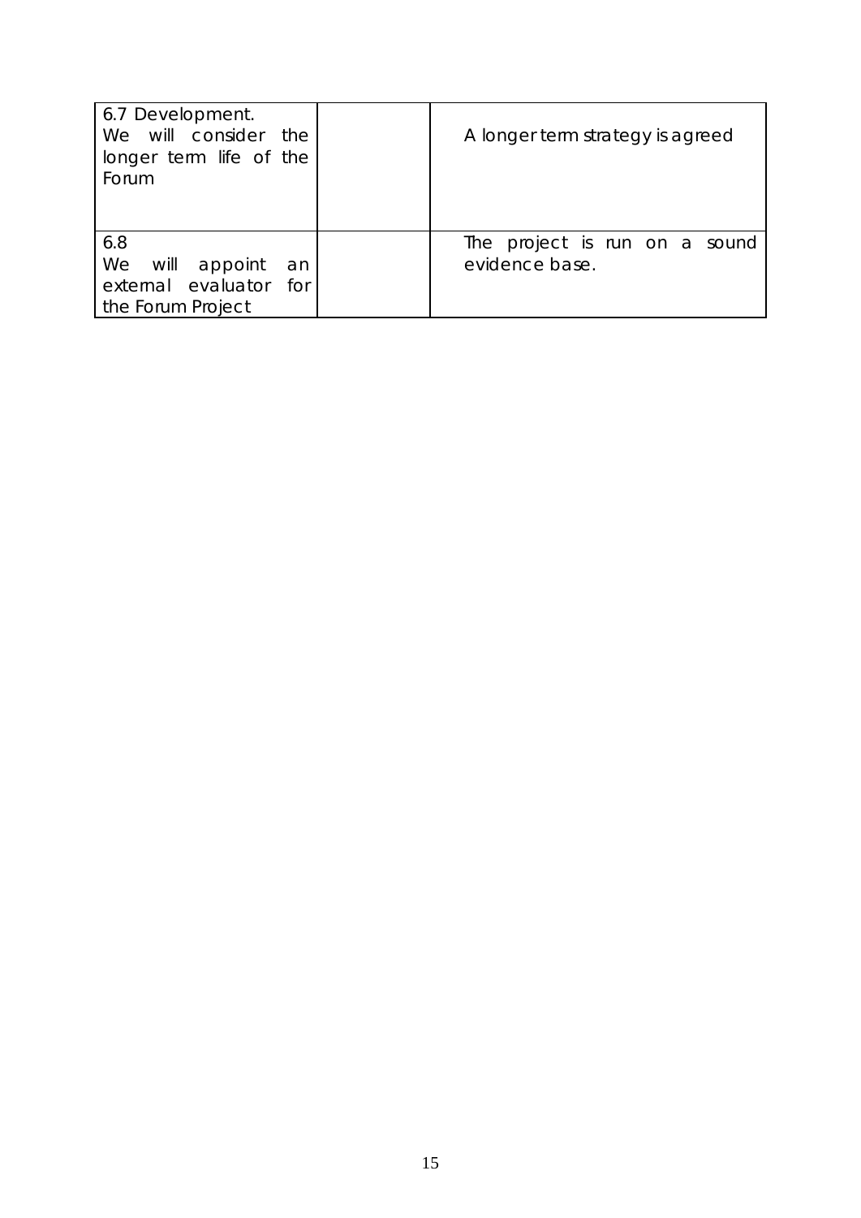| | | |
|---|---|---|
| 6.7 Development. We will consider the longer term life of the Forum | | A longer term strategy is agreed |
| 6.8 We will appoint an external evaluator for the Forum Project | | The project is run on a sound evidence base. |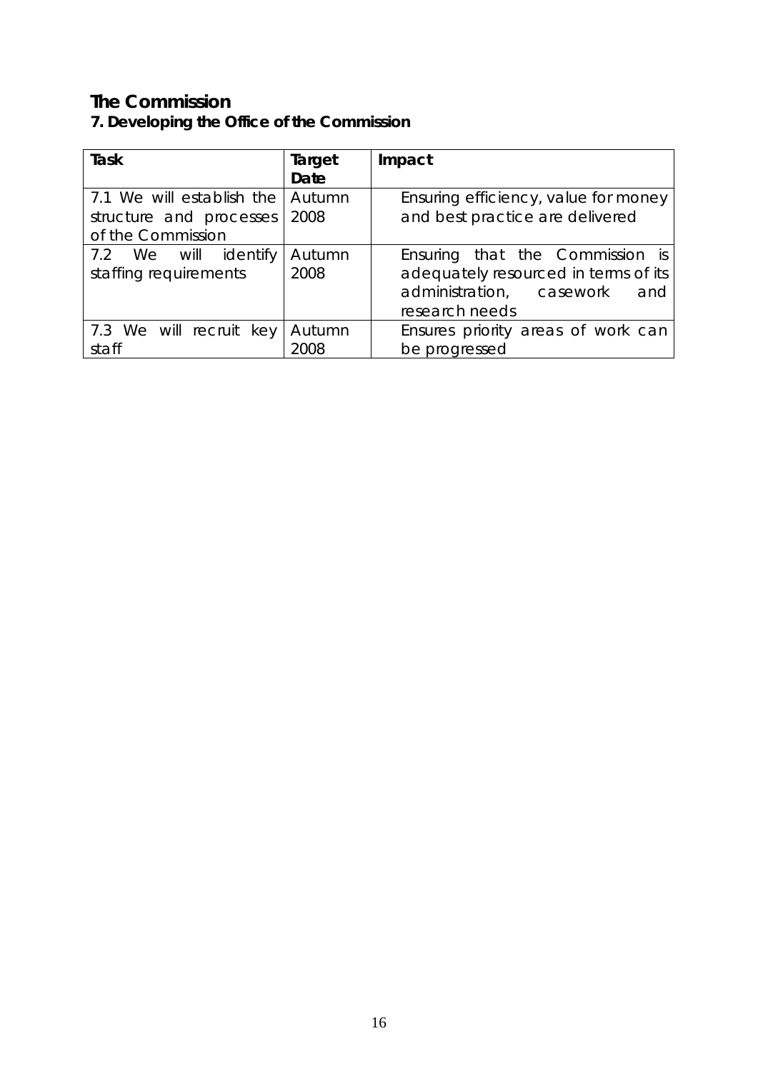## The Commission

### 7. Developing the Office of the Commission

| Task | Target Date | Impact |
|---|---|---|
| 7.1 We will establish the structure and processes of the Commission | Autumn 2008 | Ensuring efficiency, value for money and best practice are delivered |
| 7.2 We will identify staffing requirements | Autumn 2008 | Ensuring that the Commission is adequately resourced in terms of its administration, casework and research needs |
| 7.3 We will recruit key staff | Autumn 2008 | Ensures priority areas of work can be progressed |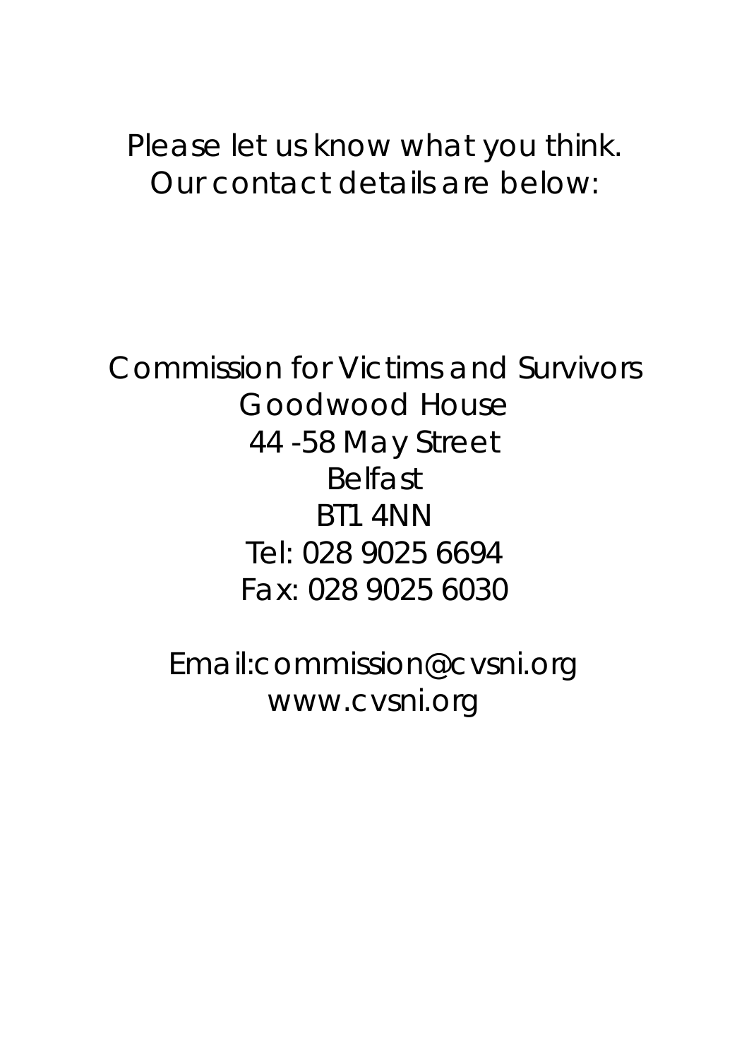Please let us know what you think.
Our contact details are below:

Commission for Victims and Survivors
Goodwood House
44 -58 May Street
Belfast
BT1 4NN
Tel: 028 9025 6694
Fax: 028 9025 6030

Email:commission@cvsni.org
www.cvsni.org